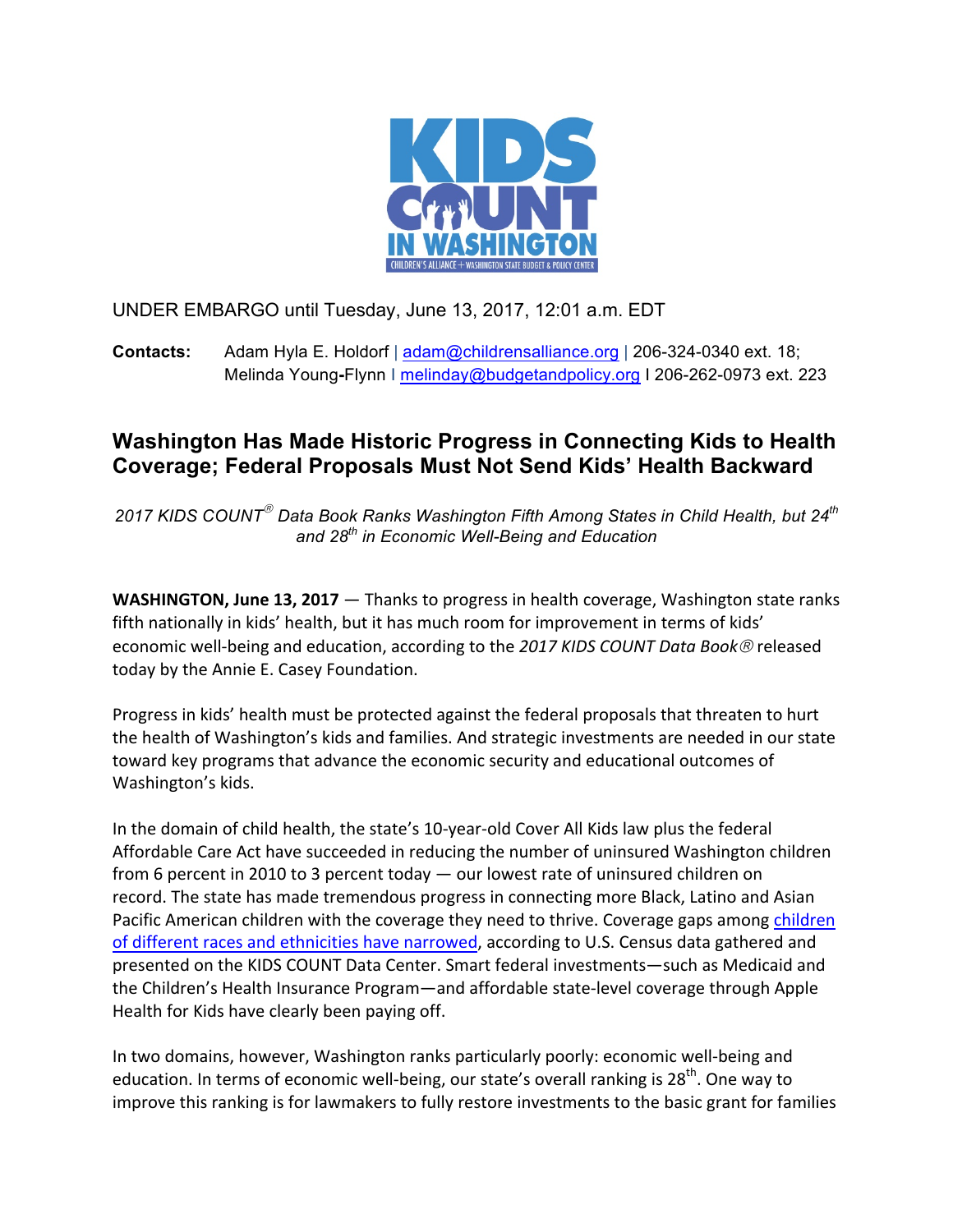KIDS COUNT IN WASHINGTON

CHILDREN'S ALLIANCE + WASHINGTON STATE BUDGET & POLICY CENTER

UNDER EMBARGO until Tuesday, June 13, 2017, 12:01 a.m. EDT

**Contacts:** Adam Hyla E. Holdorf | adam@childrensalliance.org | 206-324-0340 ext. 18; Melinda Young-Flynn I melinday@budgetandpolicy.org I 206-262-0973 ext. 223

# Washington Has Made Historic Progress in Connecting Kids to Health Coverage; Federal Proposals Must Not Send Kids' Health Backward

*2017 KIDS COUNT® Data Book Ranks Washington Fifth Among States in Child Health, but 24th and 28th in Economic Well-Being and Education*

**WASHINGTON, June 13, 2017** — Thanks to progress in health coverage, Washington state ranks fifth nationally in kids' health, but it has much room for improvement in terms of kids' economic well-being and education, according to the *2017 KIDS COUNT Data Book®* released today by the Annie E. Casey Foundation.

Progress in kids' health must be protected against the federal proposals that threaten to hurt the health of Washington's kids and families. And strategic investments are needed in our state toward key programs that advance the economic security and educational outcomes of Washington's kids.

In the domain of child health, the state's 10-year-old Cover All Kids law plus the federal Affordable Care Act have succeeded in reducing the number of uninsured Washington children from 6 percent in 2010 to 3 percent today — our lowest rate of uninsured children on record. The state has made tremendous progress in connecting more Black, Latino and Asian Pacific American children with the coverage they need to thrive. Coverage gaps among children of different races and ethnicities have narrowed, according to U.S. Census data gathered and presented on the KIDS COUNT Data Center. Smart federal investments—such as Medicaid and the Children's Health Insurance Program—and affordable state-level coverage through Apple Health for Kids have clearly been paying off.

In two domains, however, Washington ranks particularly poorly: economic well-being and education. In terms of economic well-being, our state's overall ranking is 28th. One way to improve this ranking is for lawmakers to fully restore investments to the basic grant for families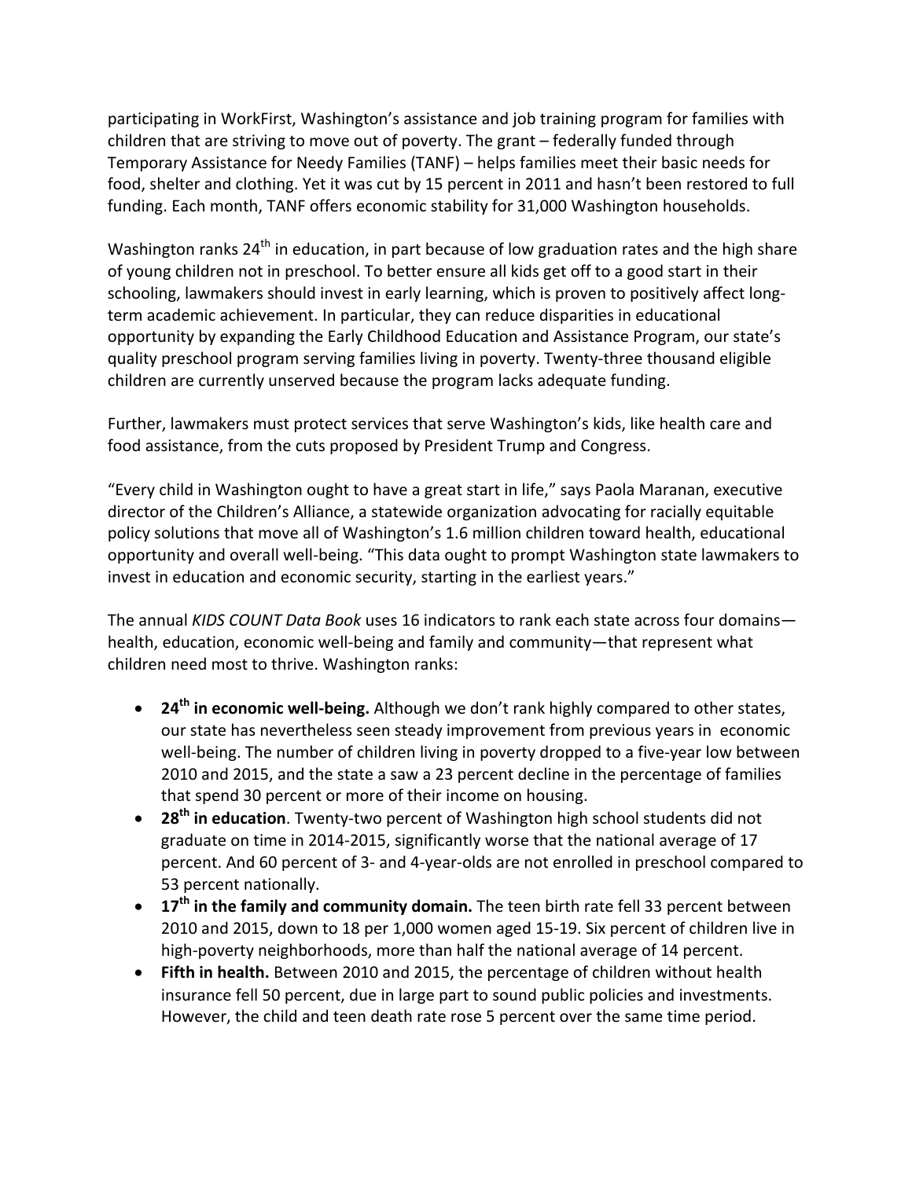participating in WorkFirst, Washington's assistance and job training program for families with children that are striving to move out of poverty. The grant – federally funded through Temporary Assistance for Needy Families (TANF) – helps families meet their basic needs for food, shelter and clothing. Yet it was cut by 15 percent in 2011 and hasn't been restored to full funding. Each month, TANF offers economic stability for 31,000 Washington households.

Washington ranks 24th in education, in part because of low graduation rates and the high share of young children not in preschool. To better ensure all kids get off to a good start in their schooling, lawmakers should invest in early learning, which is proven to positively affect long-term academic achievement. In particular, they can reduce disparities in educational opportunity by expanding the Early Childhood Education and Assistance Program, our state's quality preschool program serving families living in poverty. Twenty-three thousand eligible children are currently unserved because the program lacks adequate funding.

Further, lawmakers must protect services that serve Washington's kids, like health care and food assistance, from the cuts proposed by President Trump and Congress.

"Every child in Washington ought to have a great start in life," says Paola Maranan, executive director of the Children's Alliance, a statewide organization advocating for racially equitable policy solutions that move all of Washington's 1.6 million children toward health, educational opportunity and overall well-being. "This data ought to prompt Washington state lawmakers to invest in education and economic security, starting in the earliest years."

The annual *KIDS COUNT Data Book* uses 16 indicators to rank each state across four domains—health, education, economic well-being and family and community—that represent what children need most to thrive. Washington ranks:

- **24th in economic well-being.** Although we don't rank highly compared to other states, our state has nevertheless seen steady improvement from previous years in economic well-being. The number of children living in poverty dropped to a five-year low between 2010 and 2015, and the state a saw a 23 percent decline in the percentage of families that spend 30 percent or more of their income on housing.
- **28th in education**. Twenty-two percent of Washington high school students did not graduate on time in 2014-2015, significantly worse that the national average of 17 percent. And 60 percent of 3- and 4-year-olds are not enrolled in preschool compared to 53 percent nationally.
- **17th in the family and community domain.** The teen birth rate fell 33 percent between 2010 and 2015, down to 18 per 1,000 women aged 15-19. Six percent of children live in high-poverty neighborhoods, more than half the national average of 14 percent.
- **Fifth in health.** Between 2010 and 2015, the percentage of children without health insurance fell 50 percent, due in large part to sound public policies and investments. However, the child and teen death rate rose 5 percent over the same time period.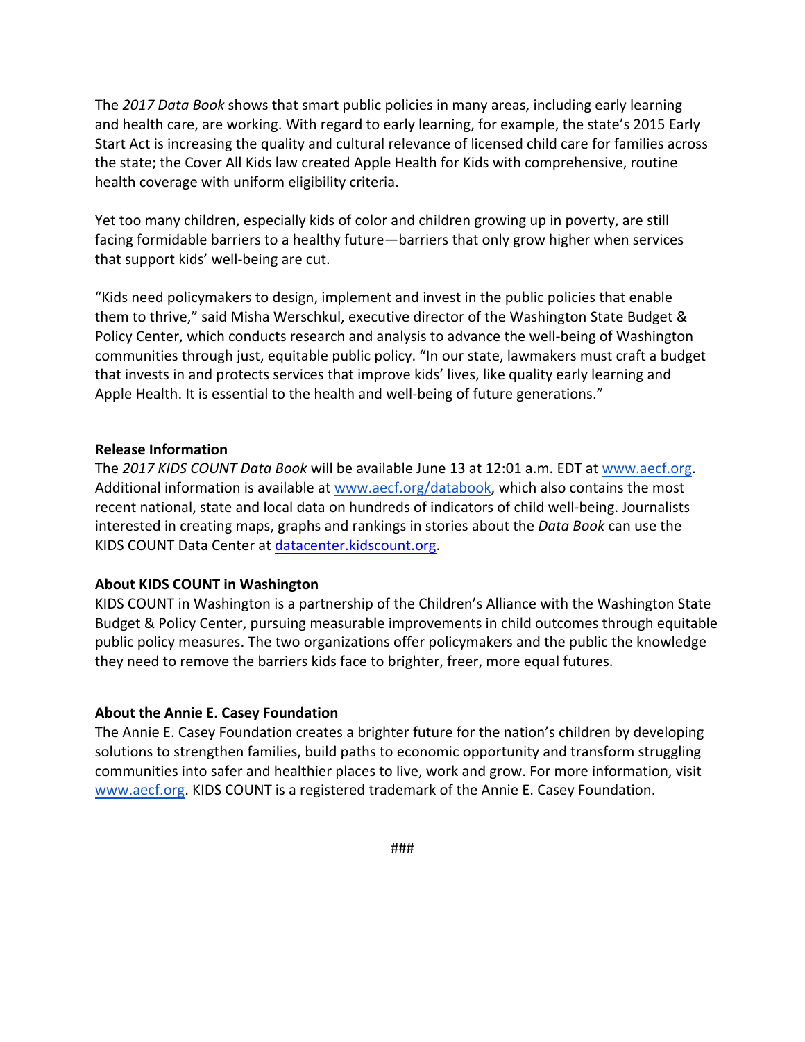The *2017 Data Book* shows that smart public policies in many areas, including early learning and health care, are working. With regard to early learning, for example, the state's 2015 Early Start Act is increasing the quality and cultural relevance of licensed child care for families across the state; the Cover All Kids law created Apple Health for Kids with comprehensive, routine health coverage with uniform eligibility criteria.

Yet too many children, especially kids of color and children growing up in poverty, are still facing formidable barriers to a healthy future—barriers that only grow higher when services that support kids' well-being are cut.

"Kids need policymakers to design, implement and invest in the public policies that enable them to thrive," said Misha Werschkul, executive director of the Washington State Budget & Policy Center, which conducts research and analysis to advance the well-being of Washington communities through just, equitable public policy. "In our state, lawmakers must craft a budget that invests in and protects services that improve kids' lives, like quality early learning and Apple Health. It is essential to the health and well-being of future generations."

**Release Information**
The *2017 KIDS COUNT Data Book* will be available June 13 at 12:01 a.m. EDT at www.aecf.org. Additional information is available at www.aecf.org/databook, which also contains the most recent national, state and local data on hundreds of indicators of child well-being. Journalists interested in creating maps, graphs and rankings in stories about the *Data Book* can use the KIDS COUNT Data Center at datacenter.kidscount.org.

**About KIDS COUNT in Washington**
KIDS COUNT in Washington is a partnership of the Children's Alliance with the Washington State Budget & Policy Center, pursuing measurable improvements in child outcomes through equitable public policy measures. The two organizations offer policymakers and the public the knowledge they need to remove the barriers kids face to brighter, freer, more equal futures.

**About the Annie E. Casey Foundation**
The Annie E. Casey Foundation creates a brighter future for the nation's children by developing solutions to strengthen families, build paths to economic opportunity and transform struggling communities into safer and healthier places to live, work and grow. For more information, visit www.aecf.org. KIDS COUNT is a registered trademark of the Annie E. Casey Foundation.

###